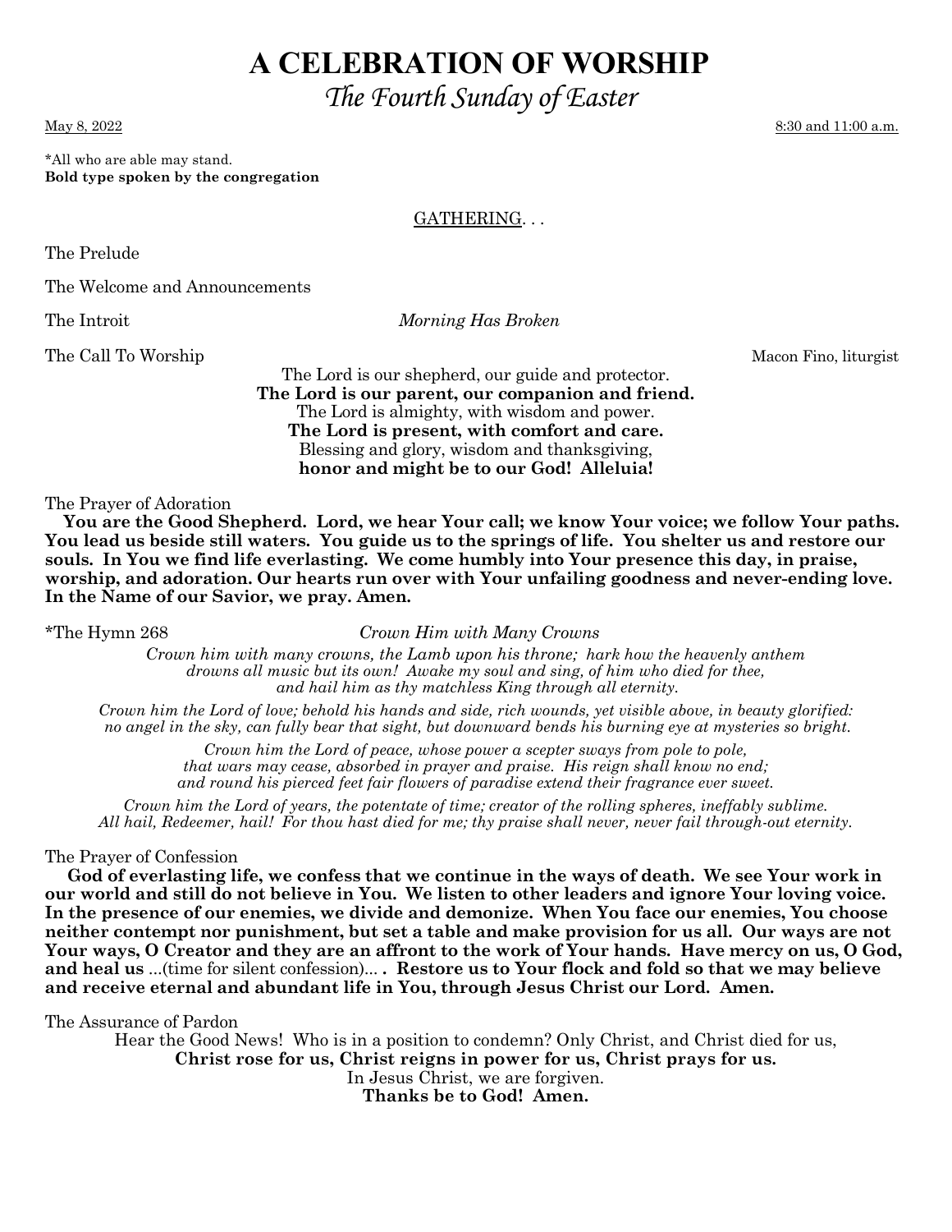# A CELEBRATION OF WORSHIP

## *The Fourth Sunday of Easter*

May 8, 2022 8:30 and 11:00 a.m.

*All who are able may stand.
**Bold type spoken by the congregation**

GATHERING. . .

The Prelude

The Welcome and Announcements

The Introit *Morning Has Broken*

The Call To Worship Macon Fino, liturgist

The Lord is our shepherd, our guide and protector.
**The Lord is our parent, our companion and friend.**
The Lord is almighty, with wisdom and power.
**The Lord is present, with comfort and care.**
Blessing and glory, wisdom and thanksgiving,
**honor and might be to our God! Alleluia!**

The Prayer of Adoration

**You are the Good Shepherd. Lord, we hear Your call; we know Your voice; we follow Your paths. You lead us beside still waters. You guide us to the springs of life. You shelter us and restore our souls. In You we find life everlasting. We come humbly into Your presence this day, in praise, worship, and adoration. Our hearts run over with Your unfailing goodness and never-ending love. In the Name of our Savior, we pray. Amen.**

*The Hymn 268 *Crown Him with Many Crowns*

*Crown him with many crowns, the Lamb upon his throne; hark how the heavenly anthem drowns all music but its own! Awake my soul and sing, of him who died for thee, and hail him as thy matchless King through all eternity.*

*Crown him the Lord of love; behold his hands and side, rich wounds, yet visible above, in beauty glorified: no angel in the sky, can fully bear that sight, but downward bends his burning eye at mysteries so bright.*

*Crown him the Lord of peace, whose power a scepter sways from pole to pole, that wars may cease, absorbed in prayer and praise. His reign shall know no end; and round his pierced feet fair flowers of paradise extend their fragrance ever sweet.*

*Crown him the Lord of years, the potentate of time; creator of the rolling spheres, ineffably sublime. All hail, Redeemer, hail! For thou hast died for me; thy praise shall never, never fail through-out eternity.*

The Prayer of Confession

**God of everlasting life, we confess that we continue in the ways of death. We see Your work in our world and still do not believe in You. We listen to other leaders and ignore Your loving voice. In the presence of our enemies, we divide and demonize. When You face our enemies, You choose neither contempt nor punishment, but set a table and make provision for us all. Our ways are not Your ways, O Creator and they are an affront to the work of Your hands. Have mercy on us, O God, and heal us** ...(time for silent confession)... **. Restore us to Your flock and fold so that we may believe and receive eternal and abundant life in You, through Jesus Christ our Lord. Amen.**

The Assurance of Pardon

Hear the Good News! Who is in a position to condemn? Only Christ, and Christ died for us,
**Christ rose for us, Christ reigns in power for us, Christ prays for us.**
In Jesus Christ, we are forgiven.
**Thanks be to God! Amen.**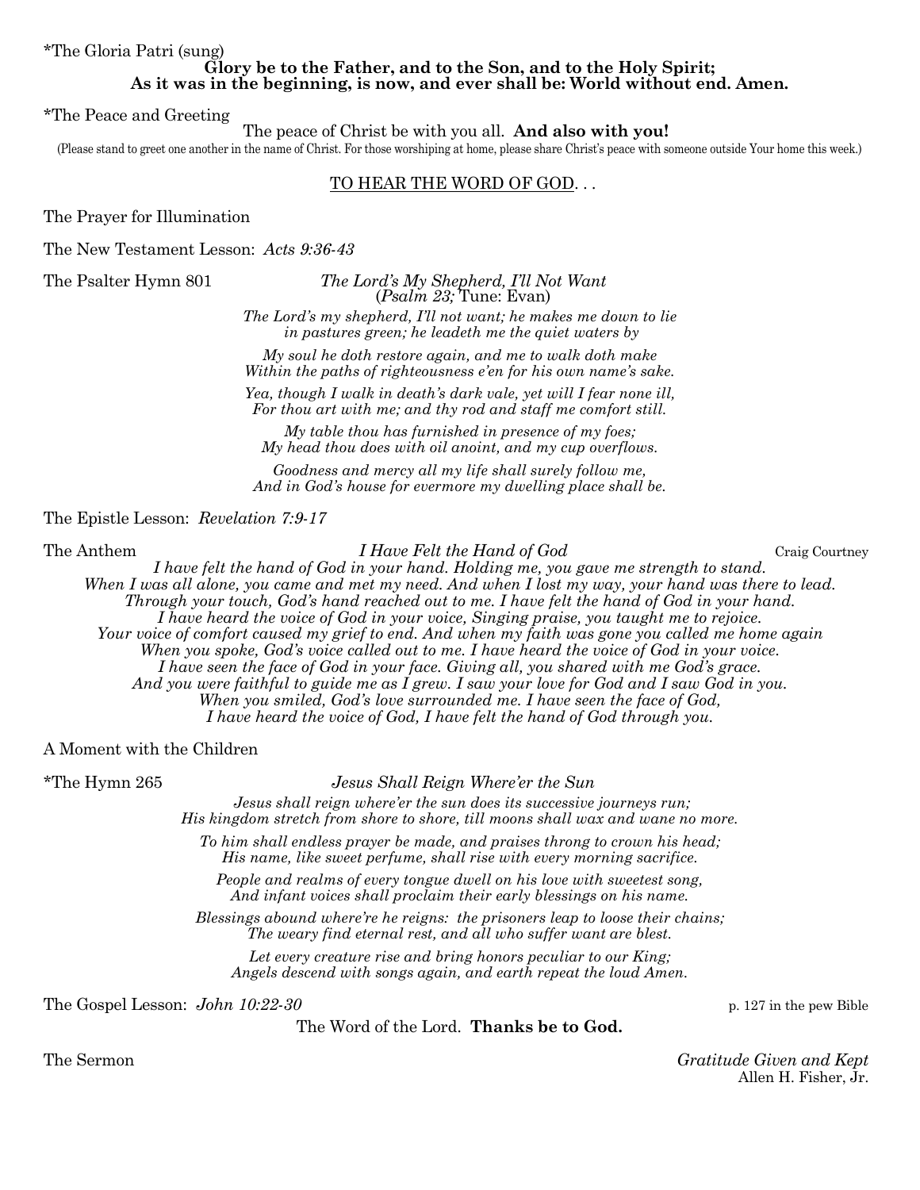*The Gloria Patri (sung)

**Glory be to the Father, and to the Son, and to the Holy Spirit;**
**As it was in the beginning, is now, and ever shall be: World without end. Amen.**

*The Peace and Greeting

The peace of Christ be with you all. **And also with you!**

(Please stand to greet one another in the name of Christ. For those worshiping at home, please share Christ's peace with someone outside Your home this week.)

<u>TO HEAR THE WORD OF GOD</u>. . .

The Prayer for Illumination

The New Testament Lesson: *Acts 9:36-43*

The Psalter Hymn 801 — *The Lord's My Shepherd, I'll Not Want* (*Psalm 23;* Tune: Evan)

*The Lord's my shepherd, I'll not want; he makes me down to lie*
*in pastures green; he leadeth me the quiet waters by*

*My soul he doth restore again, and me to walk doth make*
*Within the paths of righteousness e'en for his own name's sake.*

*Yea, though I walk in death's dark vale, yet will I fear none ill,*
*For thou art with me; and thy rod and staff me comfort still.*

*My table thou has furnished in presence of my foes;*
*My head thou does with oil anoint, and my cup overflows.*

*Goodness and mercy all my life shall surely follow me,*
*And in God's house for evermore my dwelling place shall be.*

The Epistle Lesson: *Revelation 7:9-17*

The Anthem — *I Have Felt the Hand of God* — Craig Courtney

*I have felt the hand of God in your hand. Holding me, you gave me strength to stand.*
*When I was all alone, you came and met my need. And when I lost my way, your hand was there to lead.*
*Through your touch, God's hand reached out to me. I have felt the hand of God in your hand.*
*I have heard the voice of God in your voice, Singing praise, you taught me to rejoice.*
*Your voice of comfort caused my grief to end. And when my faith was gone you called me home again*
*When you spoke, God's voice called out to me. I have heard the voice of God in your voice.*
*I have seen the face of God in your face. Giving all, you shared with me God's grace.*
*And you were faithful to guide me as I grew. I saw your love for God and I saw God in you.*
*When you smiled, God's love surrounded me. I have seen the face of God,*
*I have heard the voice of God, I have felt the hand of God through you.*

A Moment with the Children

*The Hymn 265 — *Jesus Shall Reign Where'er the Sun*

*Jesus shall reign where'er the sun does its successive journeys run;*
*His kingdom stretch from shore to shore, till moons shall wax and wane no more.*

*To him shall endless prayer be made, and praises throng to crown his head;*
*His name, like sweet perfume, shall rise with every morning sacrifice.*

*People and realms of every tongue dwell on his love with sweetest song,*
*And infant voices shall proclaim their early blessings on his name.*

*Blessings abound where're he reigns: the prisoners leap to loose their chains;*
*The weary find eternal rest, and all who suffer want are blest.*

*Let every creature rise and bring honors peculiar to our King;*
*Angels descend with songs again, and earth repeat the loud Amen.*

The Gospel Lesson: *John 10:22-30* — p. 127 in the pew Bible

The Word of the Lord. **Thanks be to God.**

The Sermon — *Gratitude Given and Kept*
Allen H. Fisher, Jr.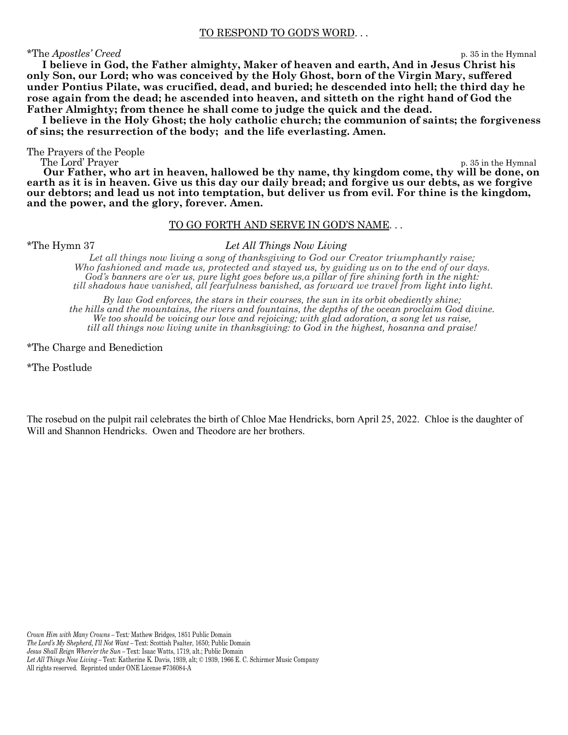TO RESPOND TO GOD'S WORD. . .

*The *Apostles' Creed* p. 35 in the Hymnal

**I believe in God, the Father almighty, Maker of heaven and earth, And in Jesus Christ his only Son, our Lord; who was conceived by the Holy Ghost, born of the Virgin Mary, suffered under Pontius Pilate, was crucified, dead, and buried; he descended into hell; the third day he rose again from the dead; he ascended into heaven, and sitteth on the right hand of God the Father Almighty; from thence he shall come to judge the quick and the dead.**

**I believe in the Holy Ghost; the holy catholic church; the communion of saints; the forgiveness of sins; the resurrection of the body; and the life everlasting. Amen.**

The Prayers of the People

The Lord' Prayer p. 35 in the Hymnal

**Our Father, who art in heaven, hallowed be thy name, thy kingdom come, thy will be done, on earth as it is in heaven. Give us this day our daily bread; and forgive us our debts, as we forgive our debtors; and lead us not into temptation, but deliver us from evil. For thine is the kingdom, and the power, and the glory, forever. Amen.**

TO GO FORTH AND SERVE IN GOD'S NAME. . .

*The Hymn 37 *Let All Things Now Living*

*Let all things now living a song of thanksgiving to God our Creator triumphantly raise;*
*Who fashioned and made us, protected and stayed us, by guiding us on to the end of our days.*
*God's banners are o'er us, pure light goes before us,a pillar of fire shining forth in the night:*
*till shadows have vanished, all fearfulness banished, as forward we travel from light into light.*

*By law God enforces, the stars in their courses, the sun in its orbit obediently shine;*
*the hills and the mountains, the rivers and fountains, the depths of the ocean proclaim God divine.*
*We too should be voicing our love and rejoicing; with glad adoration, a song let us raise,*
*till all things now living unite in thanksgiving: to God in the highest, hosanna and praise!*

*The Charge and Benediction

*The Postlude

The rosebud on the pulpit rail celebrates the birth of Chloe Mae Hendricks, born April 25, 2022. Chloe is the daughter of Will and Shannon Hendricks. Owen and Theodore are her brothers.

*Crown Him with Many Crowns* – Text: Mathew Bridges, 1851 Public Domain
*The Lord's My Shepherd, I'll Not Want* – Text: Scottish Psalter, 1650; Public Domain
*Jesus Shall Reign Where'er the Sun* – Text: Isaac Watts, 1719, alt.; Public Domain
*Let All Things Now Living* – Text: Katherine K. Davis, 1939, alt; © 1939, 1966 E. C. Schirmer Music Company
All rights reserved. Reprinted under ONE License #736084-A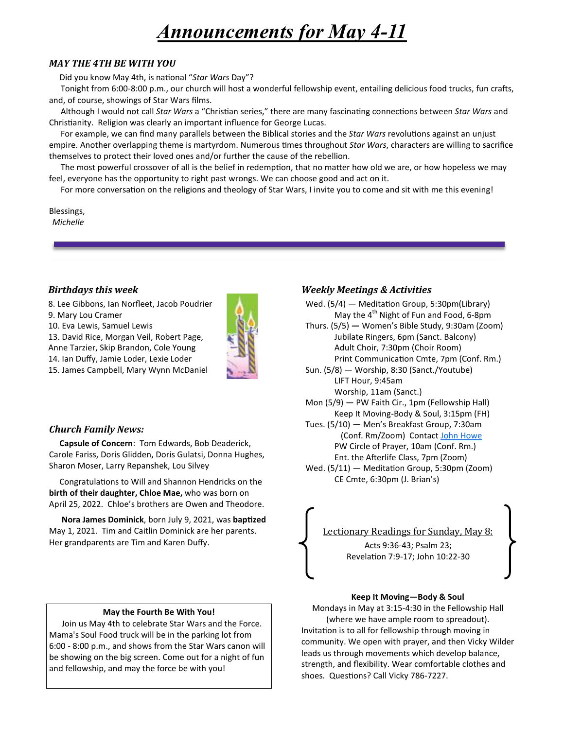# *Announcements for May 4-11*

### *MAY THE 4TH BE WITH YOU*

Did you know May 4th, is national "*Star Wars* Day"?

Tonight from 6:00-8:00 p.m., our church will host a wonderful fellowship event, entailing delicious food trucks, fun crafts, and, of course, showings of Star Wars films.

Although I would not call *Star Wars* a "Christian series," there are many fascinating connections between *Star Wars* and Christianity. Religion was clearly an important influence for George Lucas.

For example, we can find many parallels between the Biblical stories and the *Star Wars* revolutions against an unjust empire. Another overlapping theme is martyrdom. Numerous times throughout *Star Wars*, characters are willing to sacrifice themselves to protect their loved ones and/or further the cause of the rebellion.

The most powerful crossover of all is the belief in redemption, that no matter how old we are, or how hopeless we may feel, everyone has the opportunity to right past wrongs. We can choose good and act on it.

For more conversation on the religions and theology of Star Wars, I invite you to come and sit with me this evening!

Blessings,
*Michelle*

---

### *Birthdays this week*

8. Lee Gibbons, Ian Norfleet, Jacob Poudrier
9. Mary Lou Cramer
10. Eva Lewis, Samuel Lewis
13. David Rice, Morgan Veil, Robert Page, Anne Tarzier, Skip Brandon, Cole Young
14. Ian Duffy, Jamie Loder, Lexie Loder
15. James Campbell, Mary Wynn McDaniel

### *Church Family News:*

**Capsule of Concern**: Tom Edwards, Bob Deaderick, Carole Fariss, Doris Glidden, Doris Gulatsi, Donna Hughes, Sharon Moser, Larry Repanshek, Lou Silvey

Congratulations to Will and Shannon Hendricks on the **birth of their daughter, Chloe Mae,** who was born on April 25, 2022. Chloe's brothers are Owen and Theodore.

**Nora James Dominick**, born July 9, 2021, was **baptized** May 1, 2021. Tim and Caitlin Dominick are her parents. Her grandparents are Tim and Karen Duffy.

**May the Fourth Be With You!**

Join us May 4th to celebrate Star Wars and the Force. Mama's Soul Food truck will be in the parking lot from 6:00 - 8:00 p.m., and shows from the Star Wars canon will be showing on the big screen. Come out for a night of fun and fellowship, and may the force be with you!

### *Weekly Meetings & Activities*

Wed. (5/4) — Meditation Group, 5:30pm(Library)
May the 4th Night of Fun and Food, 6-8pm
Thurs. (5/5) — Women's Bible Study, 9:30am (Zoom)
Jubilate Ringers, 6pm (Sanct. Balcony)
Adult Choir, 7:30pm (Choir Room)
Print Communication Cmte, 7pm (Conf. Rm.)
Sun. (5/8) — Worship, 8:30 (Sanct./Youtube)
LIFT Hour, 9:45am
Worship, 11am (Sanct.)
Mon (5/9) — PW Faith Cir., 1pm (Fellowship Hall)
Keep It Moving-Body & Soul, 3:15pm (FH)
Tues. (5/10) — Men's Breakfast Group, 7:30am (Conf. Rm/Zoom) Contact John Howe
PW Circle of Prayer, 10am (Conf. Rm.)
Ent. the Afterlife Class, 7pm (Zoom)
Wed. (5/11) — Meditation Group, 5:30pm (Zoom)
CE Cmte, 6:30pm (J. Brian's)

Lectionary Readings for Sunday, May 8:
Acts 9:36-43; Psalm 23;
Revelation 7:9-17; John 10:22-30

**Keep It Moving—Body & Soul**

Mondays in May at 3:15-4:30 in the Fellowship Hall (where we have ample room to spreadout). Invitation is to all for fellowship through moving in community. We open with prayer, and then Vicky Wilder leads us through movements which develop balance, strength, and flexibility. Wear comfortable clothes and shoes. Questions? Call Vicky 786-7227.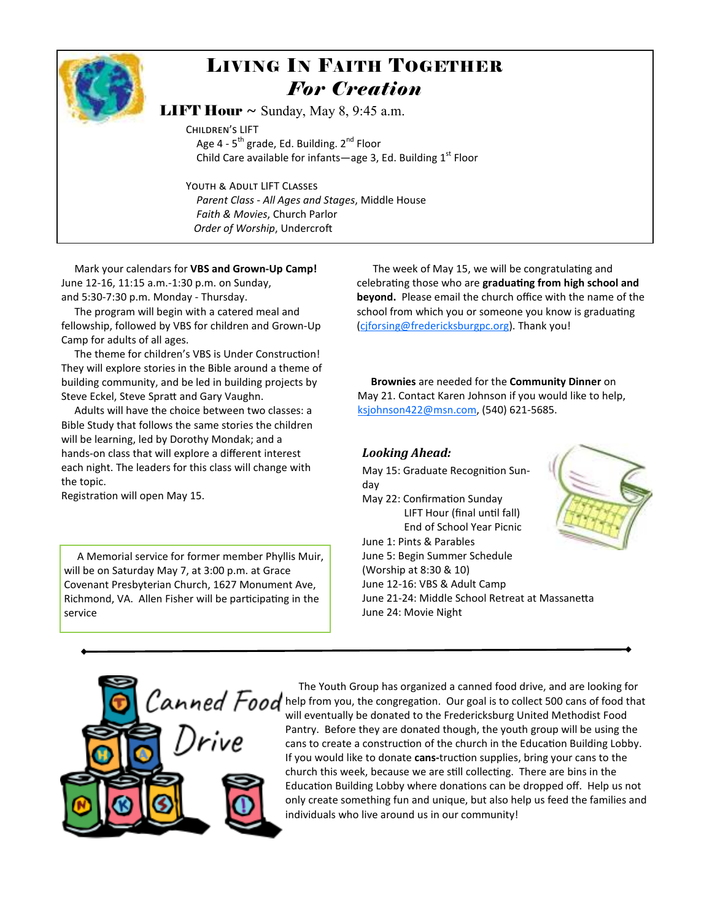# Living In Faith Together
## *For Creation*

**LIFT Hour** ~ Sunday, May 8, 9:45 a.m.

Children's LIFT

Age 4 - 5th grade, Ed. Building. 2nd Floor

Child Care available for infants—age 3, Ed. Building 1st Floor

Youth & Adult LIFT Classes

*Parent Class - All Ages and Stages*, Middle House

*Faith & Movies*, Church Parlor

*Order of Worship*, Undercroft

Mark your calendars for **VBS and Grown-Up Camp!** June 12-16, 11:15 a.m.-1:30 p.m. on Sunday, and 5:30-7:30 p.m. Monday - Thursday.

The program will begin with a catered meal and fellowship, followed by VBS for children and Grown-Up Camp for adults of all ages.

The theme for children's VBS is Under Construction! They will explore stories in the Bible around a theme of building community, and be led in building projects by Steve Eckel, Steve Spratt and Gary Vaughn.

Adults will have the choice between two classes: a Bible Study that follows the same stories the children will be learning, led by Dorothy Mondak; and a hands-on class that will explore a different interest each night. The leaders for this class will change with the topic.

Registration will open May 15.

A Memorial service for former member Phyllis Muir, will be on Saturday May 7, at 3:00 p.m. at Grace Covenant Presbyterian Church, 1627 Monument Ave, Richmond, VA. Allen Fisher will be participating in the service

The week of May 15, we will be congratulating and celebrating those who are **graduating from high school and beyond.** Please email the church office with the name of the school from which you or someone you know is graduating (cjforsing@fredericksburgpc.org). Thank you!

**Brownies** are needed for the **Community Dinner** on May 21. Contact Karen Johnson if you would like to help, ksjohnson422@msn.com, (540) 621-5685.

### *Looking Ahead:*

May 15: Graduate Recognition Sunday

May 22: Confirmation Sunday

LIFT Hour (final until fall)

End of School Year Picnic

June 1: Pints & Parables

June 5: Begin Summer Schedule (Worship at 8:30 & 10)

June 12-16: VBS & Adult Camp

June 21-24: Middle School Retreat at Massanetta

June 24: Movie Night

Canned Food Drive

The Youth Group has organized a canned food drive, and are looking for help from you, the congregation. Our goal is to collect 500 cans of food that will eventually be donated to the Fredericksburg United Methodist Food Pantry. Before they are donated though, the youth group will be using the cans to create a construction of the church in the Education Building Lobby. If you would like to donate **cans-**truction supplies, bring your cans to the church this week, because we are still collecting. There are bins in the Education Building Lobby where donations can be dropped off. Help us not only create something fun and unique, but also help us feed the families and individuals who live around us in our community!